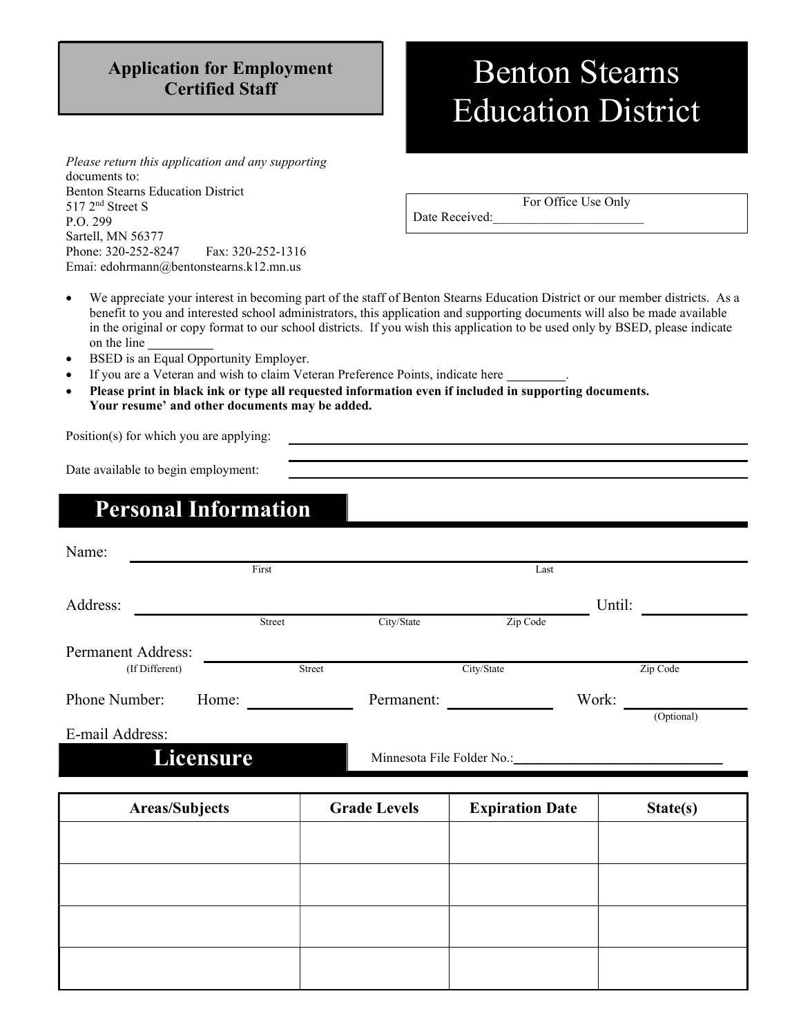**Application for Employment**
**Certified Staff**

# Benton Stearns Education District

*Please return this application and any supporting* documents to:
Benton Stearns Education District
517 2nd Street S
P.O. 299
Sartell, MN 56377
Phone: 320-252-8247 Fax: 320-252-1316
Email: edohrmann@bentonstearns.k12.mn.us

For Office Use Only
Date Received:_______________________

- We appreciate your interest in becoming part of the staff of Benton Stearns Education District or our member districts. As a benefit to you and interested school administrators, this application and supporting documents will also be made available in the original or copy format to our school districts. If you wish this application to be used only by BSED, please indicate on the line __________
- BSED is an Equal Opportunity Employer.
- If you are a Veteran and wish to claim Veteran Preference Points, indicate here _________.
- **Please print in black ink or type all requested information even if included in supporting documents. Your resume' and other documents may be added.**

Position(s) for which you are applying: ______________________________

Date available to begin employment: ______________________________

## Personal Information

Name: ______________________________
First Last

Address: ______________________________ Until: ____________
Street City/State Zip Code

Permanent Address: ______________________________
(If Different) Street City/State Zip Code

Phone Number: Home: ____________ Permanent: ____________ Work: ____________ (Optional)

E-mail Address:

## Licensure

Minnesota File Folder No.:______________________________

| Areas/Subjects | Grade Levels | Expiration Date | State(s) |
|---|---|---|---|
| | | | |
| | | | |
| | | | |
| | | | |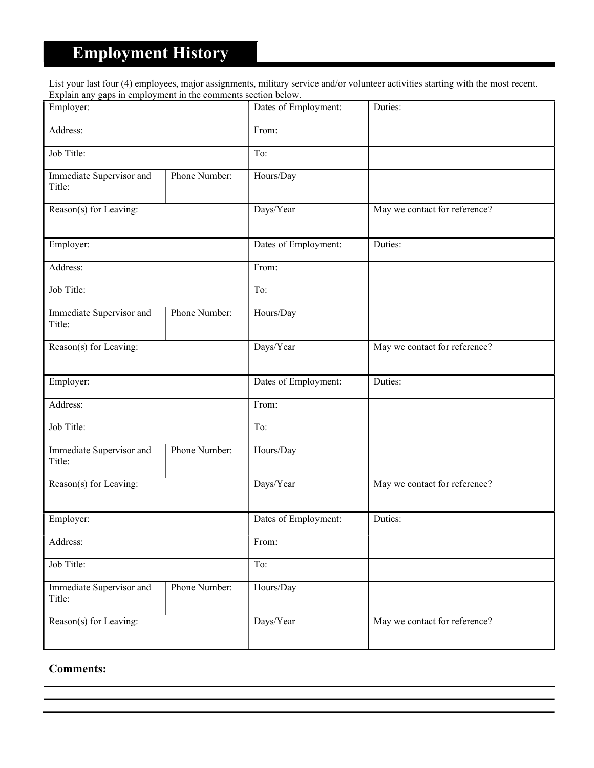# Employment History

List your last four (4) employees, major assignments, military service and/or volunteer activities starting with the most recent. Explain any gaps in employment in the comments section below.

| Employer: | | Dates of Employment: | Duties: |
|---|---|---|---|
| Address: | | From: | |
| Job Title: | | To: | |
| Immediate Supervisor and Title: | Phone Number: | Hours/Day | |
| Reason(s) for Leaving: | | Days/Year | May we contact for reference? |
| Employer: | | Dates of Employment: | Duties: |
| Address: | | From: | |
| Job Title: | | To: | |
| Immediate Supervisor and Title: | Phone Number: | Hours/Day | |
| Reason(s) for Leaving: | | Days/Year | May we contact for reference? |
| Employer: | | Dates of Employment: | Duties: |
| Address: | | From: | |
| Job Title: | | To: | |
| Immediate Supervisor and Title: | Phone Number: | Hours/Day | |
| Reason(s) for Leaving: | | Days/Year | May we contact for reference? |
| Employer: | | Dates of Employment: | Duties: |
| Address: | | From: | |
| Job Title: | | To: | |
| Immediate Supervisor and Title: | Phone Number: | Hours/Day | |
| Reason(s) for Leaving: | | Days/Year | May we contact for reference? |

**Comments:**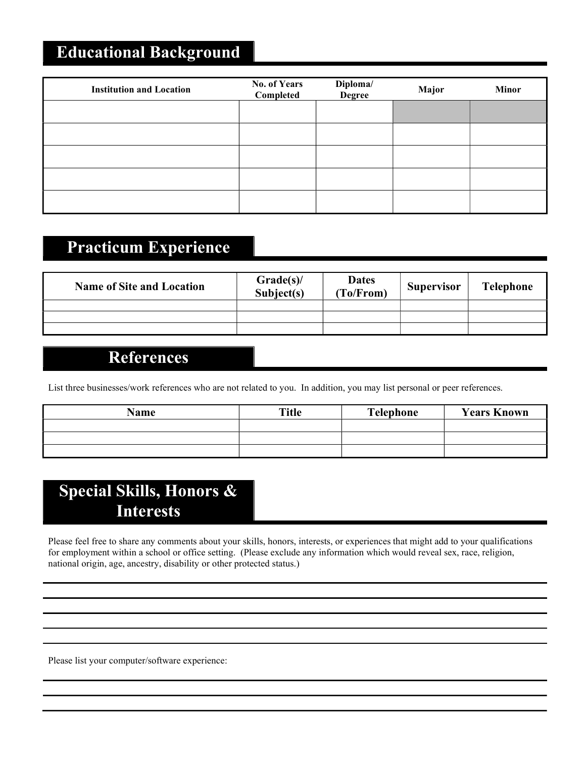## Educational Background

| Institution and Location | No. of Years Completed | Diploma/ Degree | Major | Minor |
|---|---|---|---|---|
| | | | | |
| | | | | |
| | | | | |
| | | | | |
| | | | | |

## Practicum Experience

| Name of Site and Location | Grade(s)/ Subject(s) | Dates (To/From) | Supervisor | Telephone |
|---|---|---|---|---|
| | | | | |
| | | | | |
| | | | | |

## References

List three businesses/work references who are not related to you. In addition, you may list personal or peer references.

| Name | Title | Telephone | Years Known |
|---|---|---|---|
| | | | |
| | | | |
| | | | |

## Special Skills, Honors & Interests

Please feel free to share any comments about your skills, honors, interests, or experiences that might add to your qualifications for employment within a school or office setting. (Please exclude any information which would reveal sex, race, religion, national origin, age, ancestry, disability or other protected status.)

\_\_\_\_\_\_\_\_\_\_\_\_\_\_\_\_\_\_\_\_\_\_\_\_\_\_\_\_\_\_\_\_\_\_\_\_\_\_\_\_\_\_\_\_\_\_\_\_\_\_\_\_\_\_\_\_\_\_\_\_

\_\_\_\_\_\_\_\_\_\_\_\_\_\_\_\_\_\_\_\_\_\_\_\_\_\_\_\_\_\_\_\_\_\_\_\_\_\_\_\_\_\_\_\_\_\_\_\_\_\_\_\_\_\_\_\_\_\_\_\_

\_\_\_\_\_\_\_\_\_\_\_\_\_\_\_\_\_\_\_\_\_\_\_\_\_\_\_\_\_\_\_\_\_\_\_\_\_\_\_\_\_\_\_\_\_\_\_\_\_\_\_\_\_\_\_\_\_\_\_\_

\_\_\_\_\_\_\_\_\_\_\_\_\_\_\_\_\_\_\_\_\_\_\_\_\_\_\_\_\_\_\_\_\_\_\_\_\_\_\_\_\_\_\_\_\_\_\_\_\_\_\_\_\_\_\_\_\_\_\_\_

\_\_\_\_\_\_\_\_\_\_\_\_\_\_\_\_\_\_\_\_\_\_\_\_\_\_\_\_\_\_\_\_\_\_\_\_\_\_\_\_\_\_\_\_\_\_\_\_\_\_\_\_\_\_\_\_\_\_\_\_

Please list your computer/software experience:

\_\_\_\_\_\_\_\_\_\_\_\_\_\_\_\_\_\_\_\_\_\_\_\_\_\_\_\_\_\_\_\_\_\_\_\_\_\_\_\_\_\_\_\_\_\_\_\_\_\_\_\_\_\_\_\_\_\_\_\_

\_\_\_\_\_\_\_\_\_\_\_\_\_\_\_\_\_\_\_\_\_\_\_\_\_\_\_\_\_\_\_\_\_\_\_\_\_\_\_\_\_\_\_\_\_\_\_\_\_\_\_\_\_\_\_\_\_\_\_\_

\_\_\_\_\_\_\_\_\_\_\_\_\_\_\_\_\_\_\_\_\_\_\_\_\_\_\_\_\_\_\_\_\_\_\_\_\_\_\_\_\_\_\_\_\_\_\_\_\_\_\_\_\_\_\_\_\_\_\_\_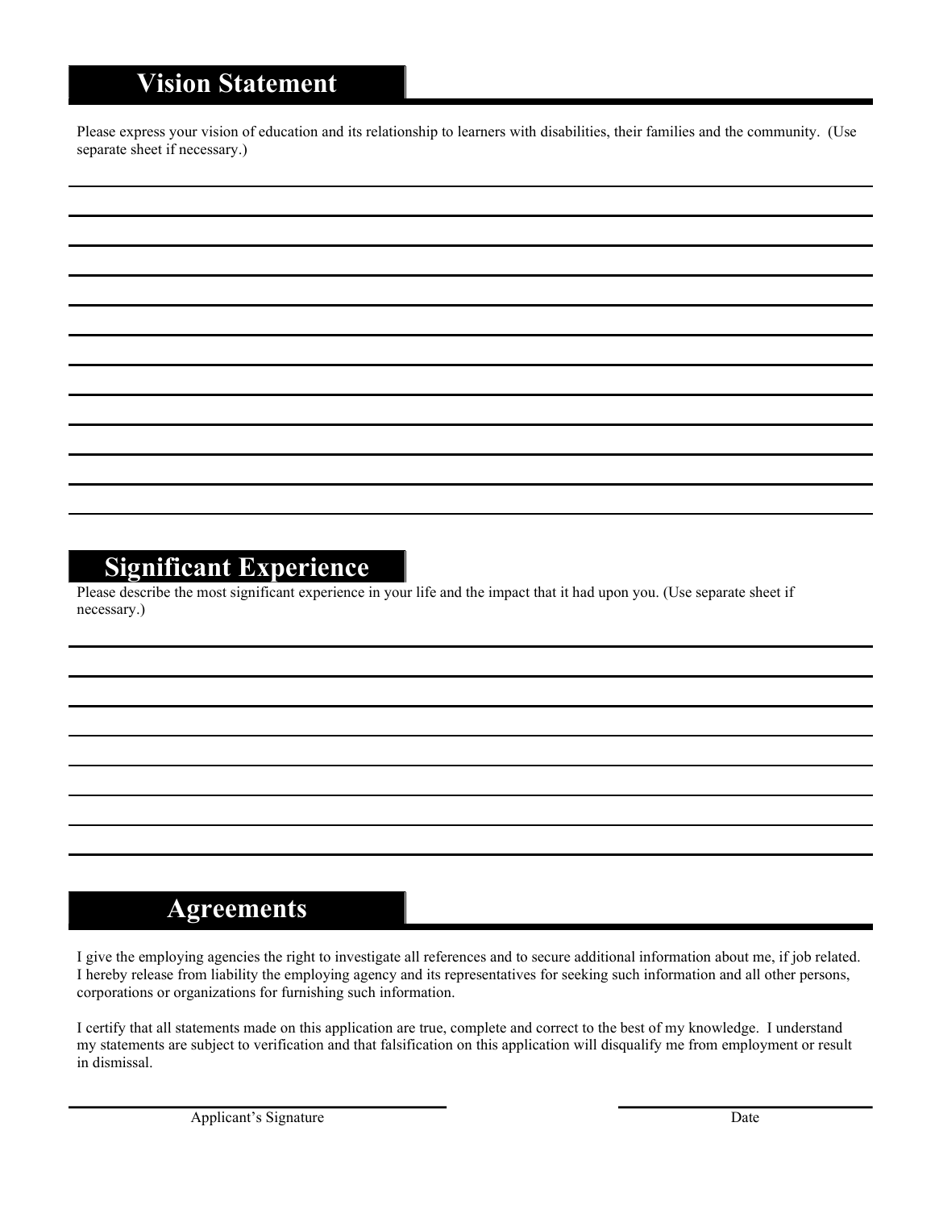## Vision Statement

Please express your vision of education and its relationship to learners with disabilities, their families and the community. (Use separate sheet if necessary.)

## Significant Experience

Please describe the most significant experience in your life and the impact that it had upon you. (Use separate sheet if necessary.)

## Agreements

I give the employing agencies the right to investigate all references and to secure additional information about me, if job related. I hereby release from liability the employing agency and its representatives for seeking such information and all other persons, corporations or organizations for furnishing such information.

I certify that all statements made on this application are true, complete and correct to the best of my knowledge. I understand my statements are subject to verification and that falsification on this application will disqualify me from employment or result in dismissal.

Applicant's Signature

Date